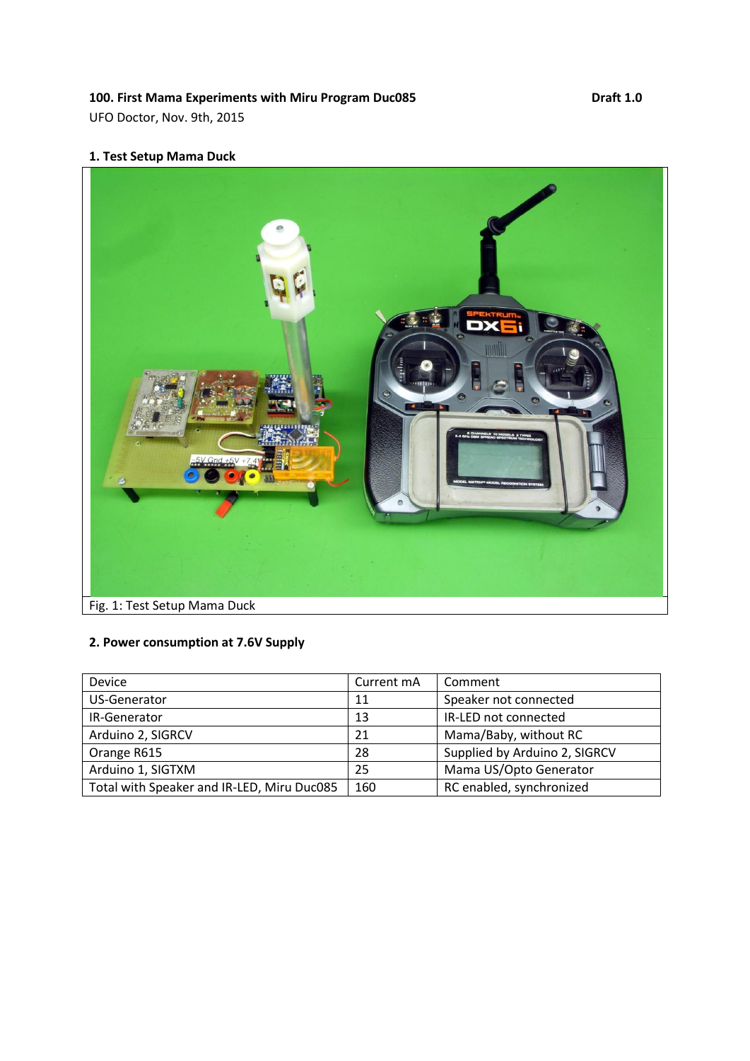**100. First Mama Experiments with Miru Program Duc085** **Draft 1.0**

UFO Doctor, Nov. 9th, 2015

## 1. Test Setup Mama Duck

Fig. 1: Test Setup Mama Duck

## 2. Power consumption at 7.6V Supply

| Device | Current mA | Comment |
| --- | --- | --- |
| US-Generator | 11 | Speaker not connected |
| IR-Generator | 13 | IR-LED not connected |
| Arduino 2, SIGRCV | 21 | Mama/Baby, without RC |
| Orange R615 | 28 | Supplied by Arduino 2, SIGRCV |
| Arduino 1, SIGTXM | 25 | Mama US/Opto Generator |
| Total with Speaker and IR-LED, Miru Duc085 | 160 | RC enabled, synchronized |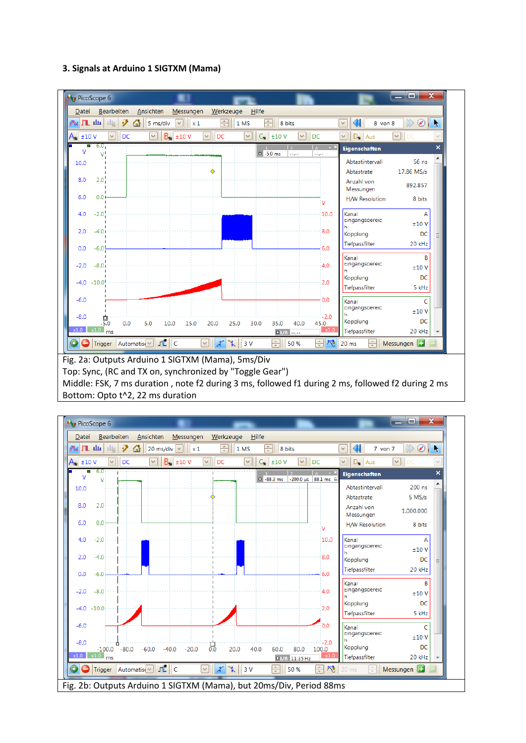### 3. Signals at Arduino 1 SIGTXM (Mama)

Fig. 2a: Outputs Arduino 1 SIGTXM (Mama), 5ms/Div
Top: Sync, (RC and TX on, synchronized by "Toggle Gear")
Middle: FSK, 7 ms duration , note f2 during 3 ms, followed f1 during 2 ms, followed f2 during 2 ms
Bottom: Opto t^2, 22 ms duration

Fig. 2b: Outputs Arduino 1 SIGTXM (Mama), but 20ms/Div, Period 88ms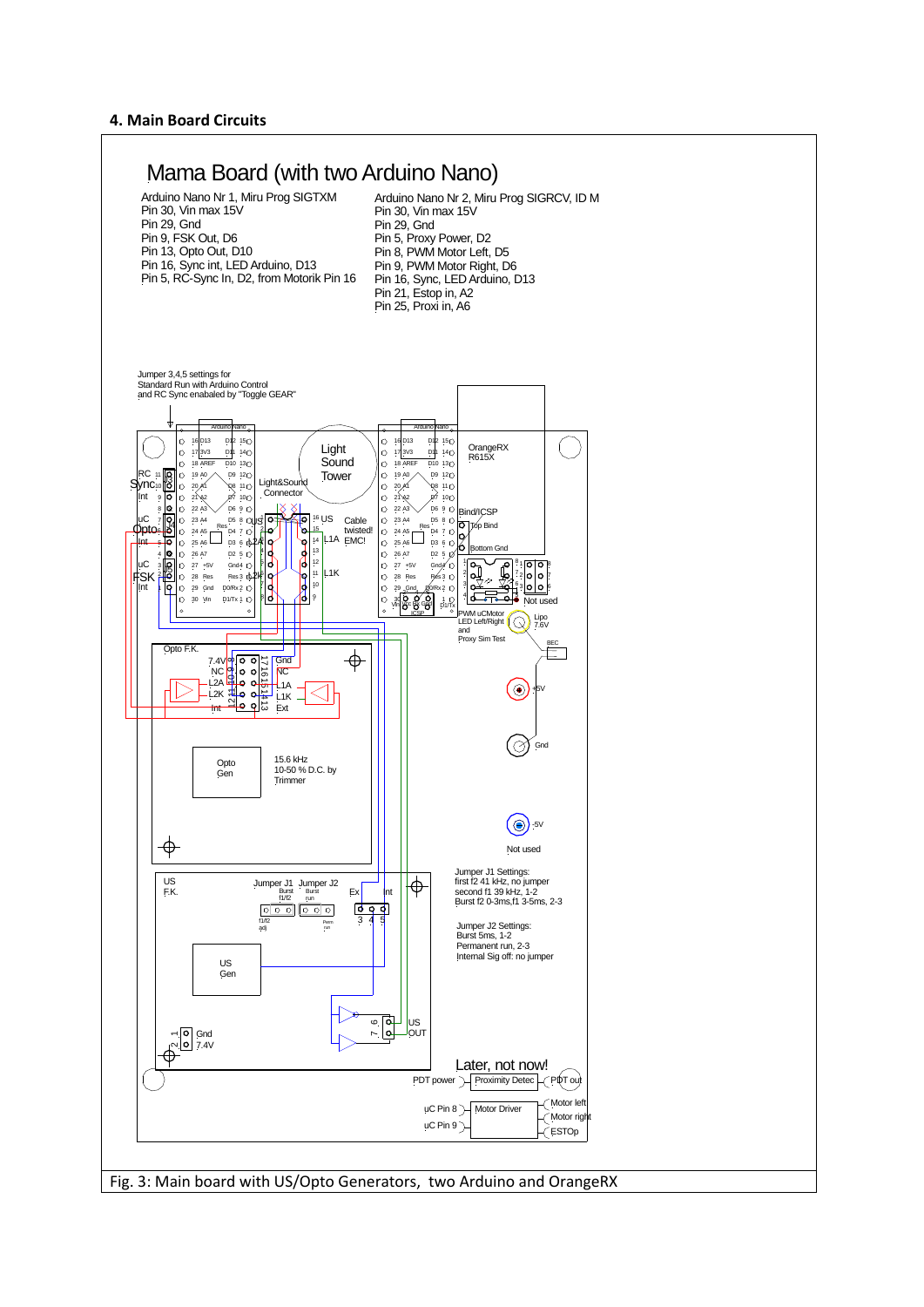### 4. Main Board Circuits

Mama Board (with two Arduino Nano)

Arduino Nano Nr 1, Miru Prog SIGTXM
Pin 30, Vin max 15V
Pin 29, Gnd
Pin 9, FSK Out, D6
Pin 13, Opto Out, D10
Pin 16, Sync int, LED Arduino, D13
Pin 5, RC-Sync In, D2, from Motorik Pin 16

Arduino Nano Nr 2, Miru Prog SIGRCV, ID M
Pin 30, Vin max 15V
Pin 29, Gnd
Pin 5, Proxy Power, D2
Pin 8, PWM Motor Left, D5
Pin 9, PWM Motor Right, D6
Pin 16, Sync, LED Arduino, D13
Pin 21, Estop in, A2
Pin 25, Proxi in, A6

Jumper 3,4,5 settings for
Standard Run with Arduino Control
and RC Sync enabaled by "Toggle GEAR"

Light Sound Tower

Light&Sound Connector

OrangeRX R615X

Cable twisted! EMC!

Bind/ICSP
Top Bind
Bottom Gnd
Not used

PWM uCMotor
LED Left/Right
and
Proxy Sim Test

Lipo 7.6V

BEC

+5V

Gnd

-5V

Not used

Opto F.K.

7.4V, NC, L2A, L2K, Int

Gnd, NC, L1A, L1K, Ext

Opto Gen

15.6 kHz
10-50 % D.C. by Trimmer

US F.K.

Jumper J1 Jumper J2

Ex Int

US Gen

US OUT

Gnd
7.4V

Jumper J1 Settings:
first f2 41 kHz, no jumper
second f1 39 kHz, 1-2
Burst f2 0-3ms,f1 3-5ms, 2-3

Jumper J2 Settings:
Burst 5ms, 1-2
Permanent run, 2-3
Internal Sig off: no jumper

Later, not now!

PDT power — Proximity Detec — PDT out

uC Pin 8, uC Pin 9 — Motor Driver — Motor left, Motor right, ESTOp

Fig. 3: Main board with US/Opto Generators, two Arduino and OrangeRX